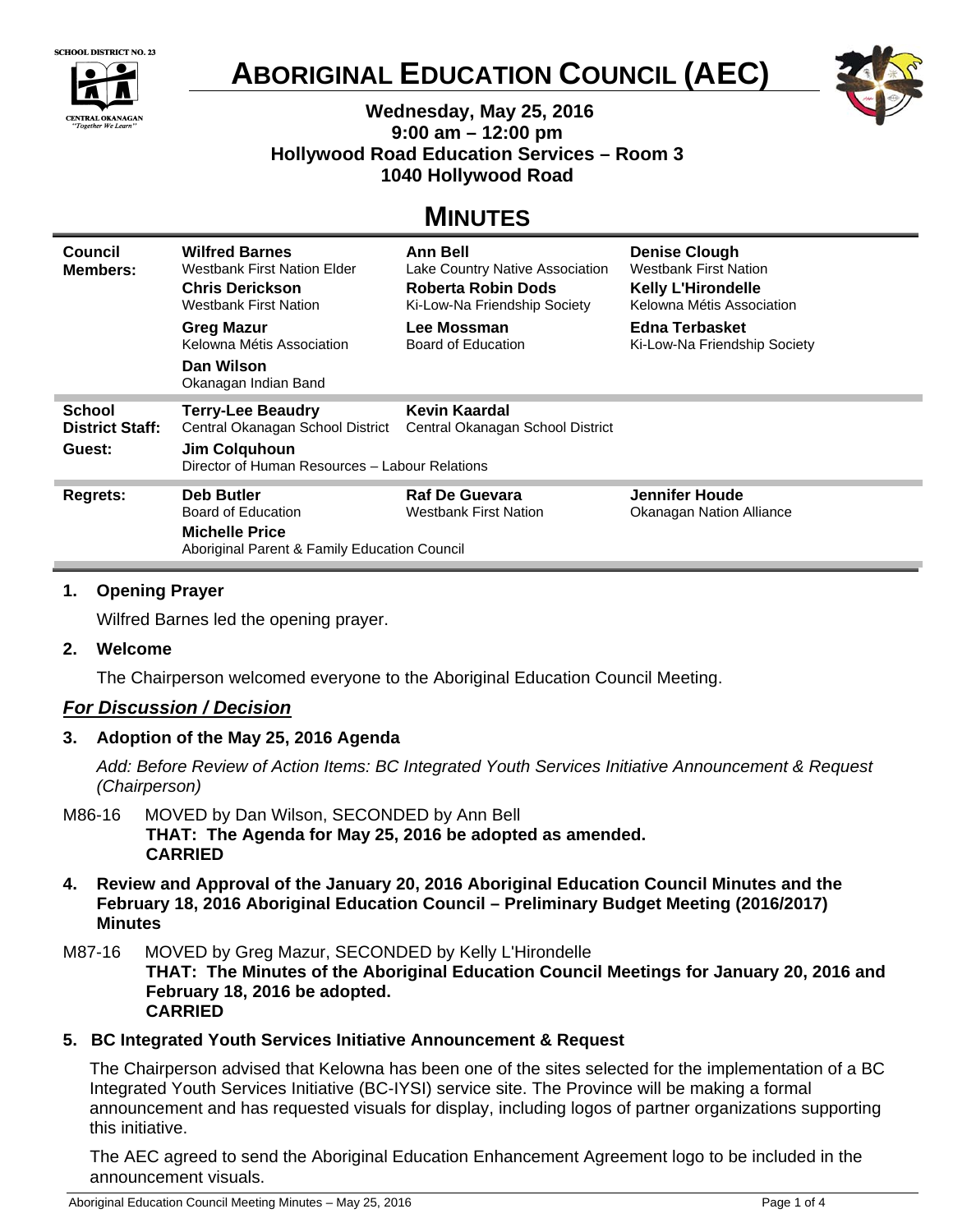SCHOOL DISTRICT NO. 23
CENTRAL OKANAGAN
"Together We Learn"

# ABORIGINAL EDUCATION COUNCIL (AEC)

**Wednesday, May 25, 2016**
**9:00 am – 12:00 pm**
**Hollywood Road Education Services – Room 3**
**1040 Hollywood Road**

## MINUTES

| | | | |
|---|---|---|---|
| **Council Members:** | **Wilfred Barnes** Westbank First Nation Elder | **Ann Bell** Lake Country Native Association | **Denise Clough** Westbank First Nation |
| | **Chris Derickson** Westbank First Nation | **Roberta Robin Dods** Ki-Low-Na Friendship Society | **Kelly L'Hirondelle** Kelowna Métis Association |
| | **Greg Mazur** Kelowna Métis Association | **Lee Mossman** Board of Education | **Edna Terbasket** Ki-Low-Na Friendship Society |
| | **Dan Wilson** Okanagan Indian Band | | |
| **School District Staff:** | **Terry-Lee Beaudry** Central Okanagan School District | **Kevin Kaardal** Central Okanagan School District | |
| **Guest:** | **Jim Colquhoun** Director of Human Resources – Labour Relations | | |
| **Regrets:** | **Deb Butler** Board of Education | **Raf De Guevara** Westbank First Nation | **Jennifer Houde** Okanagan Nation Alliance |
| | **Michelle Price** Aboriginal Parent & Family Education Council | | |

**1. Opening Prayer**

Wilfred Barnes led the opening prayer.

**2. Welcome**

The Chairperson welcomed everyone to the Aboriginal Education Council Meeting.

### ***For Discussion / Decision***

**3. Adoption of the May 25, 2016 Agenda**

*Add: Before Review of Action Items: BC Integrated Youth Services Initiative Announcement & Request (Chairperson)*

M86-16 MOVED by Dan Wilson, SECONDED by Ann Bell
**THAT: The Agenda for May 25, 2016 be adopted as amended.**
**CARRIED**

**4. Review and Approval of the January 20, 2016 Aboriginal Education Council Minutes and the February 18, 2016 Aboriginal Education Council – Preliminary Budget Meeting (2016/2017) Minutes**

M87-16 MOVED by Greg Mazur, SECONDED by Kelly L'Hirondelle
**THAT: The Minutes of the Aboriginal Education Council Meetings for January 20, 2016 and February 18, 2016 be adopted.**
**CARRIED**

**5. BC Integrated Youth Services Initiative Announcement & Request**

The Chairperson advised that Kelowna has been one of the sites selected for the implementation of a BC Integrated Youth Services Initiative (BC-IYSI) service site. The Province will be making a formal announcement and has requested visuals for display, including logos of partner organizations supporting this initiative.

The AEC agreed to send the Aboriginal Education Enhancement Agreement logo to be included in the announcement visuals.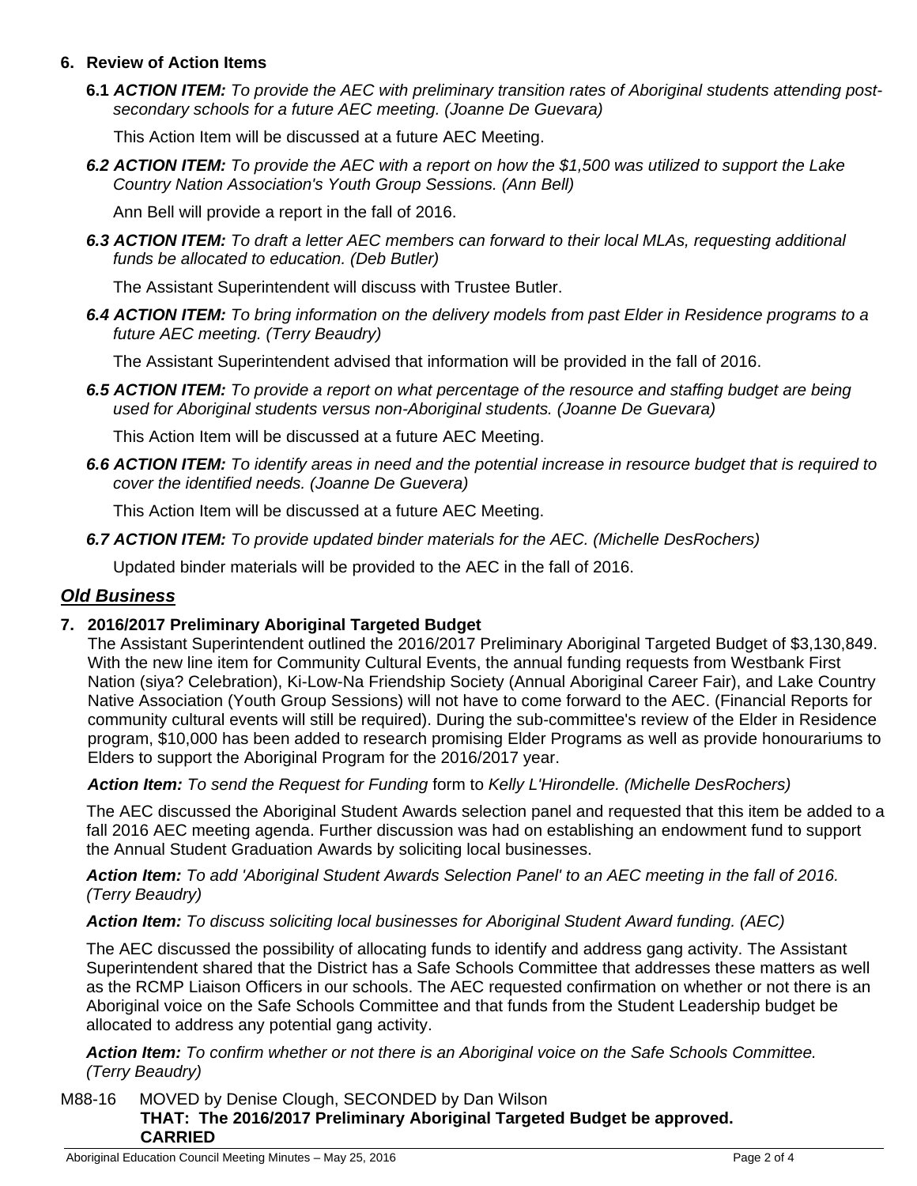## 6. Review of Action Items

**6.1** ***ACTION ITEM:*** *To provide the AEC with preliminary transition rates of Aboriginal students attending post-secondary schools for a future AEC meeting. (Joanne De Guevara)*

This Action Item will be discussed at a future AEC Meeting.

***6.2 ACTION ITEM:*** *To provide the AEC with a report on how the $1,500 was utilized to support the Lake Country Nation Association's Youth Group Sessions. (Ann Bell)*

Ann Bell will provide a report in the fall of 2016.

***6.3 ACTION ITEM:*** *To draft a letter AEC members can forward to their local MLAs, requesting additional funds be allocated to education. (Deb Butler)*

The Assistant Superintendent will discuss with Trustee Butler.

***6.4 ACTION ITEM:*** *To bring information on the delivery models from past Elder in Residence programs to a future AEC meeting. (Terry Beaudry)*

The Assistant Superintendent advised that information will be provided in the fall of 2016.

***6.5 ACTION ITEM:*** *To provide a report on what percentage of the resource and staffing budget are being used for Aboriginal students versus non-Aboriginal students. (Joanne De Guevara)*

This Action Item will be discussed at a future AEC Meeting.

***6.6 ACTION ITEM:*** *To identify areas in need and the potential increase in resource budget that is required to cover the identified needs. (Joanne De Guevera)*

This Action Item will be discussed at a future AEC Meeting.

***6.7 ACTION ITEM:*** *To provide updated binder materials for the AEC. (Michelle DesRochers)*

Updated binder materials will be provided to the AEC in the fall of 2016.

## ***Old Business***

## 7. 2016/2017 Preliminary Aboriginal Targeted Budget

The Assistant Superintendent outlined the 2016/2017 Preliminary Aboriginal Targeted Budget of $3,130,849. With the new line item for Community Cultural Events, the annual funding requests from Westbank First Nation (siya? Celebration), Ki-Low-Na Friendship Society (Annual Aboriginal Career Fair), and Lake Country Native Association (Youth Group Sessions) will not have to come forward to the AEC. (Financial Reports for community cultural events will still be required). During the sub-committee's review of the Elder in Residence program, $10,000 has been added to research promising Elder Programs as well as provide honourariums to Elders to support the Aboriginal Program for the 2016/2017 year.

***Action Item:*** *To send the Request for Funding* form to *Kelly L'Hirondelle. (Michelle DesRochers)*

The AEC discussed the Aboriginal Student Awards selection panel and requested that this item be added to a fall 2016 AEC meeting agenda. Further discussion was had on establishing an endowment fund to support the Annual Student Graduation Awards by soliciting local businesses.

***Action Item:*** *To add 'Aboriginal Student Awards Selection Panel' to an AEC meeting in the fall of 2016. (Terry Beaudry)*

***Action Item:*** *To discuss soliciting local businesses for Aboriginal Student Award funding. (AEC)*

The AEC discussed the possibility of allocating funds to identify and address gang activity. The Assistant Superintendent shared that the District has a Safe Schools Committee that addresses these matters as well as the RCMP Liaison Officers in our schools. The AEC requested confirmation on whether or not there is an Aboriginal voice on the Safe Schools Committee and that funds from the Student Leadership budget be allocated to address any potential gang activity.

***Action Item:*** *To confirm whether or not there is an Aboriginal voice on the Safe Schools Committee. (Terry Beaudry)*

M88-16 MOVED by Denise Clough, SECONDED by Dan Wilson
**THAT: The 2016/2017 Preliminary Aboriginal Targeted Budget be approved.**
**CARRIED**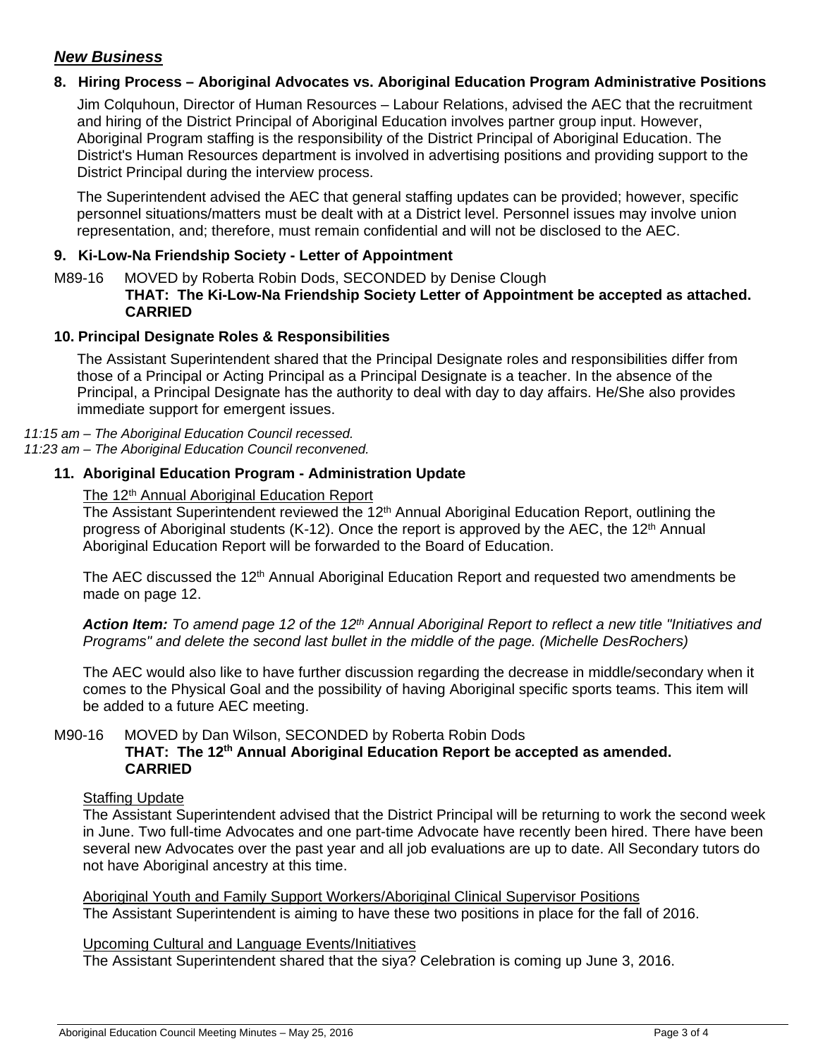## *New Business*

### 8. Hiring Process – Aboriginal Advocates vs. Aboriginal Education Program Administrative Positions

Jim Colquhoun, Director of Human Resources – Labour Relations, advised the AEC that the recruitment and hiring of the District Principal of Aboriginal Education involves partner group input. However, Aboriginal Program staffing is the responsibility of the District Principal of Aboriginal Education. The District's Human Resources department is involved in advertising positions and providing support to the District Principal during the interview process.

The Superintendent advised the AEC that general staffing updates can be provided; however, specific personnel situations/matters must be dealt with at a District level. Personnel issues may involve union representation, and; therefore, must remain confidential and will not be disclosed to the AEC.

### 9. Ki-Low-Na Friendship Society - Letter of Appointment

M89-16 MOVED by Roberta Robin Dods, SECONDED by Denise Clough
**THAT: The Ki-Low-Na Friendship Society Letter of Appointment be accepted as attached.**
**CARRIED**

### 10. Principal Designate Roles & Responsibilities

The Assistant Superintendent shared that the Principal Designate roles and responsibilities differ from those of a Principal or Acting Principal as a Principal Designate is a teacher. In the absence of the Principal, a Principal Designate has the authority to deal with day to day affairs. He/She also provides immediate support for emergent issues.

*11:15 am – The Aboriginal Education Council recessed.*
*11:23 am – The Aboriginal Education Council reconvened.*

### 11. Aboriginal Education Program - Administration Update

<u>The 12th Annual Aboriginal Education Report</u>
The Assistant Superintendent reviewed the 12th Annual Aboriginal Education Report, outlining the progress of Aboriginal students (K-12). Once the report is approved by the AEC, the 12th Annual Aboriginal Education Report will be forwarded to the Board of Education.

The AEC discussed the 12th Annual Aboriginal Education Report and requested two amendments be made on page 12.

***Action Item:*** *To amend page 12 of the 12th Annual Aboriginal Report to reflect a new title "Initiatives and Programs" and delete the second last bullet in the middle of the page. (Michelle DesRochers)*

The AEC would also like to have further discussion regarding the decrease in middle/secondary when it comes to the Physical Goal and the possibility of having Aboriginal specific sports teams. This item will be added to a future AEC meeting.

M90-16 MOVED by Dan Wilson, SECONDED by Roberta Robin Dods
**THAT: The 12th Annual Aboriginal Education Report be accepted as amended.**
**CARRIED**

<u>Staffing Update</u>
The Assistant Superintendent advised that the District Principal will be returning to work the second week in June. Two full-time Advocates and one part-time Advocate have recently been hired. There have been several new Advocates over the past year and all job evaluations are up to date. All Secondary tutors do not have Aboriginal ancestry at this time.

<u>Aboriginal Youth and Family Support Workers/Aboriginal Clinical Supervisor Positions</u>
The Assistant Superintendent is aiming to have these two positions in place for the fall of 2016.

<u>Upcoming Cultural and Language Events/Initiatives</u>
The Assistant Superintendent shared that the siya? Celebration is coming up June 3, 2016.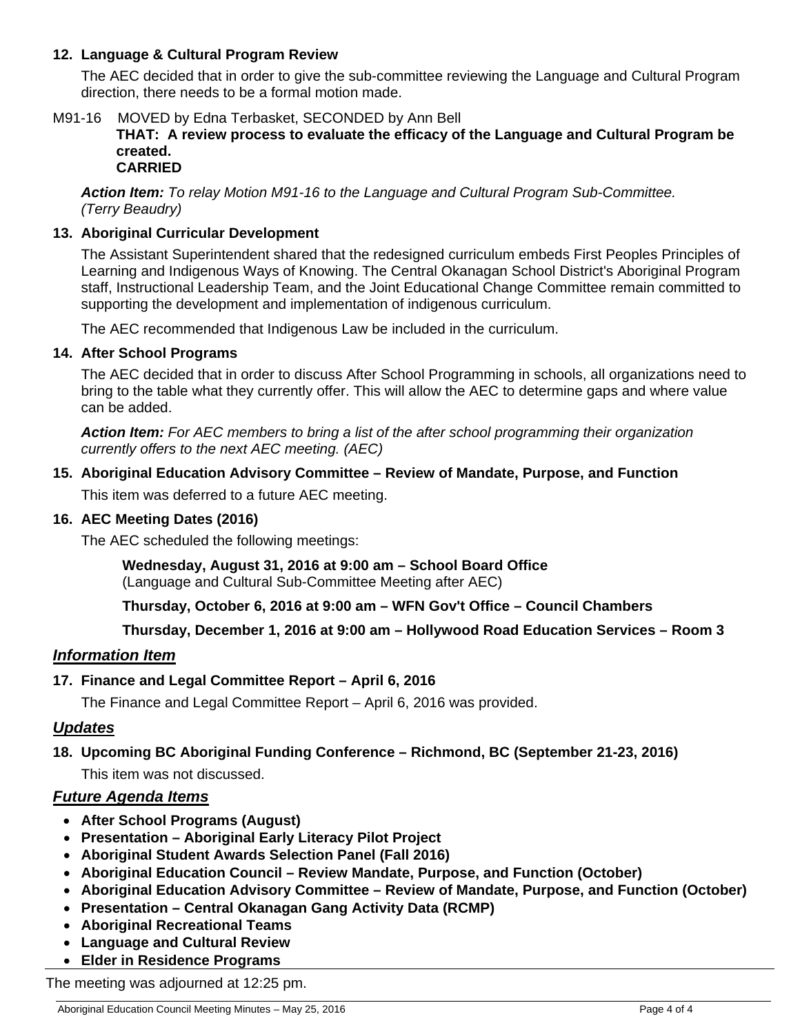**12. Language & Cultural Program Review**

The AEC decided that in order to give the sub-committee reviewing the Language and Cultural Program direction, there needs to be a formal motion made.

M91-16 MOVED by Edna Terbasket, SECONDED by Ann Bell
**THAT: A review process to evaluate the efficacy of the Language and Cultural Program be created.**
**CARRIED**

***Action Item:*** *To relay Motion M91-16 to the Language and Cultural Program Sub-Committee. (Terry Beaudry)*

**13. Aboriginal Curricular Development**

The Assistant Superintendent shared that the redesigned curriculum embeds First Peoples Principles of Learning and Indigenous Ways of Knowing. The Central Okanagan School District's Aboriginal Program staff, Instructional Leadership Team, and the Joint Educational Change Committee remain committed to supporting the development and implementation of indigenous curriculum.

The AEC recommended that Indigenous Law be included in the curriculum.

**14. After School Programs**

The AEC decided that in order to discuss After School Programming in schools, all organizations need to bring to the table what they currently offer. This will allow the AEC to determine gaps and where value can be added.

***Action Item:*** *For AEC members to bring a list of the after school programming their organization currently offers to the next AEC meeting. (AEC)*

**15. Aboriginal Education Advisory Committee – Review of Mandate, Purpose, and Function**

This item was deferred to a future AEC meeting.

**16. AEC Meeting Dates (2016)**

The AEC scheduled the following meetings:

**Wednesday, August 31, 2016 at 9:00 am – School Board Office**
(Language and Cultural Sub-Committee Meeting after AEC)

**Thursday, October 6, 2016 at 9:00 am – WFN Gov't Office – Council Chambers**

**Thursday, December 1, 2016 at 9:00 am – Hollywood Road Education Services – Room 3**

## *Information Item*

**17. Finance and Legal Committee Report – April 6, 2016**

The Finance and Legal Committee Report – April 6, 2016 was provided.

## *Updates*

**18. Upcoming BC Aboriginal Funding Conference – Richmond, BC (September 21-23, 2016)**

This item was not discussed.

## *Future Agenda Items*

- **After School Programs (August)**
- **Presentation – Aboriginal Early Literacy Pilot Project**
- **Aboriginal Student Awards Selection Panel (Fall 2016)**
- **Aboriginal Education Council – Review Mandate, Purpose, and Function (October)**
- **Aboriginal Education Advisory Committee – Review of Mandate, Purpose, and Function (October)**
- **Presentation – Central Okanagan Gang Activity Data (RCMP)**
- **Aboriginal Recreational Teams**
- **Language and Cultural Review**
- **Elder in Residence Programs**

The meeting was adjourned at 12:25 pm.